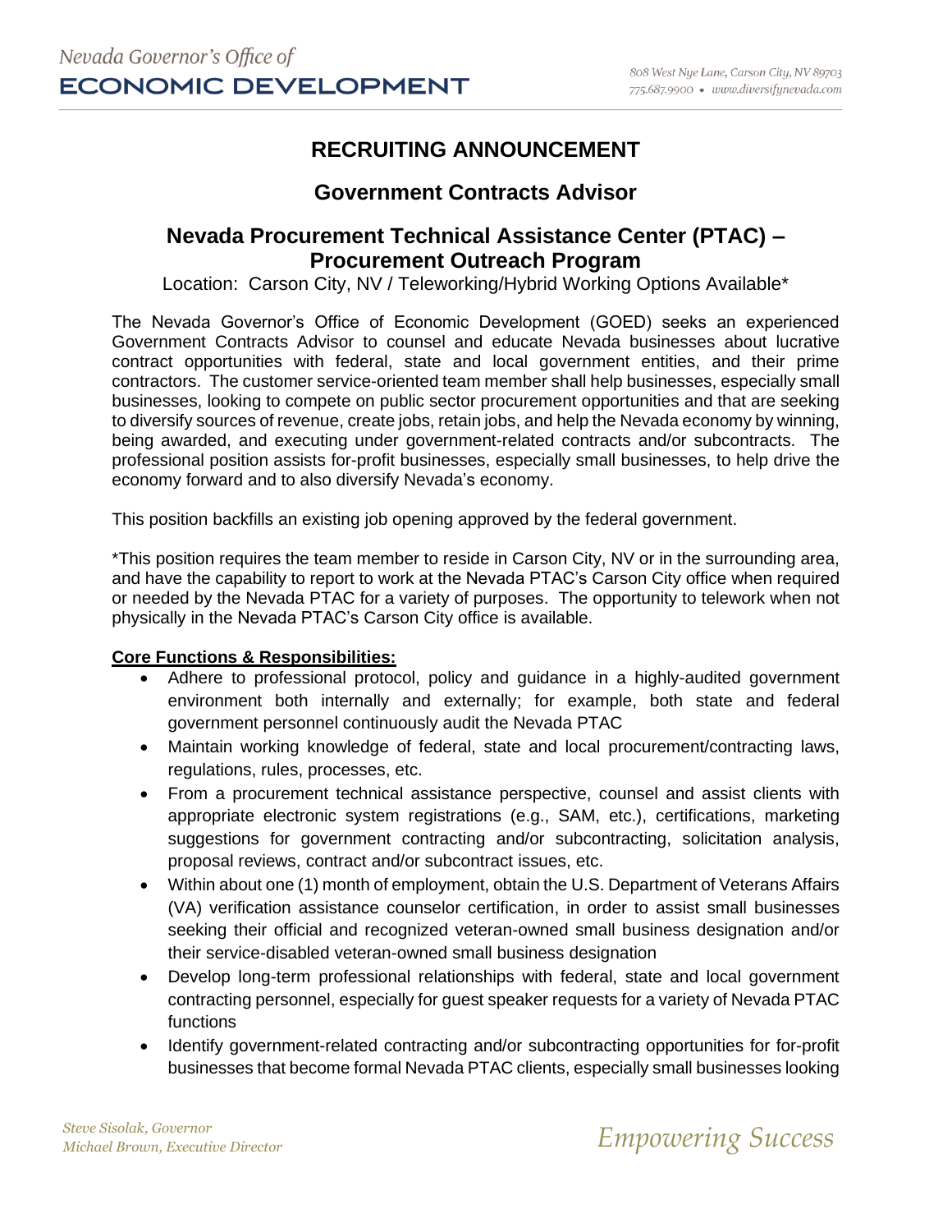# RECRUITING ANNOUNCEMENT

## Government Contracts Advisor

## Nevada Procurement Technical Assistance Center (PTAC) – Procurement Outreach Program

Location: Carson City, NV / Teleworking/Hybrid Working Options Available*

The Nevada Governor's Office of Economic Development (GOED) seeks an experienced Government Contracts Advisor to counsel and educate Nevada businesses about lucrative contract opportunities with federal, state and local government entities, and their prime contractors. The customer service-oriented team member shall help businesses, especially small businesses, looking to compete on public sector procurement opportunities and that are seeking to diversify sources of revenue, create jobs, retain jobs, and help the Nevada economy by winning, being awarded, and executing under government-related contracts and/or subcontracts. The professional position assists for-profit businesses, especially small businesses, to help drive the economy forward and to also diversify Nevada's economy.

This position backfills an existing job opening approved by the federal government.

*This position requires the team member to reside in Carson City, NV or in the surrounding area, and have the capability to report to work at the Nevada PTAC's Carson City office when required or needed by the Nevada PTAC for a variety of purposes. The opportunity to telework when not physically in the Nevada PTAC's Carson City office is available.

**Core Functions & Responsibilities:**

- Adhere to professional protocol, policy and guidance in a highly-audited government environment both internally and externally; for example, both state and federal government personnel continuously audit the Nevada PTAC
- Maintain working knowledge of federal, state and local procurement/contracting laws, regulations, rules, processes, etc.
- From a procurement technical assistance perspective, counsel and assist clients with appropriate electronic system registrations (e.g., SAM, etc.), certifications, marketing suggestions for government contracting and/or subcontracting, solicitation analysis, proposal reviews, contract and/or subcontract issues, etc.
- Within about one (1) month of employment, obtain the U.S. Department of Veterans Affairs (VA) verification assistance counselor certification, in order to assist small businesses seeking their official and recognized veteran-owned small business designation and/or their service-disabled veteran-owned small business designation
- Develop long-term professional relationships with federal, state and local government contracting personnel, especially for guest speaker requests for a variety of Nevada PTAC functions
- Identify government-related contracting and/or subcontracting opportunities for for-profit businesses that become formal Nevada PTAC clients, especially small businesses looking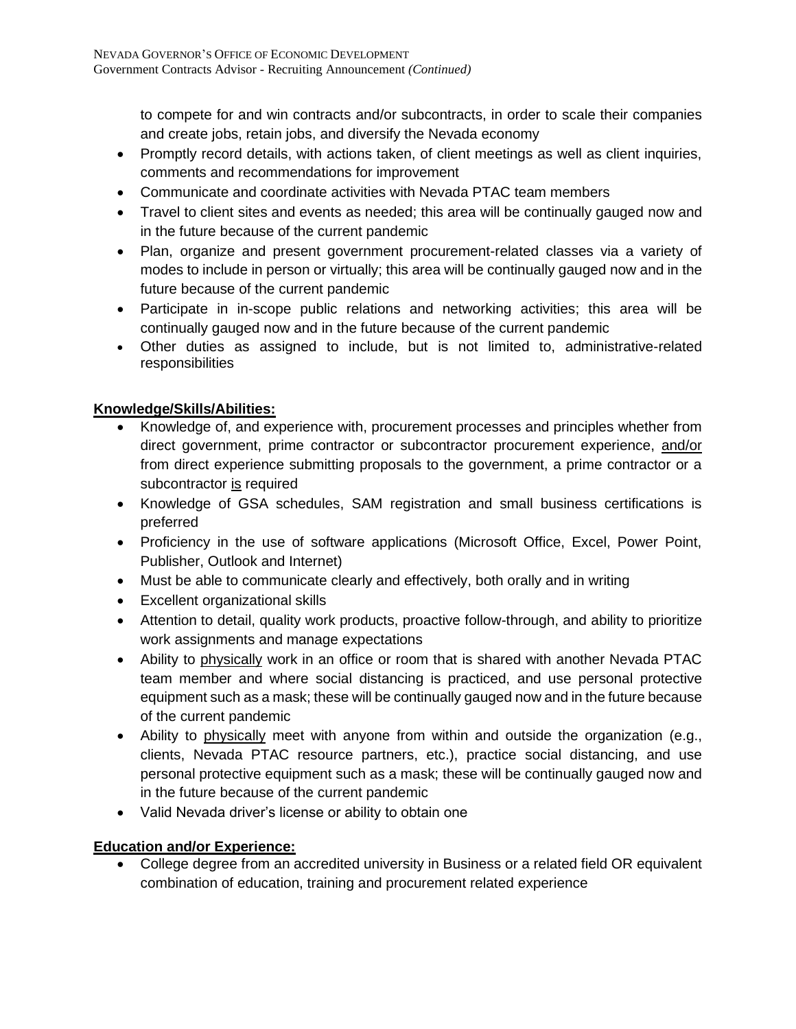to compete for and win contracts and/or subcontracts, in order to scale their companies and create jobs, retain jobs, and diversify the Nevada economy

- Promptly record details, with actions taken, of client meetings as well as client inquiries, comments and recommendations for improvement
- Communicate and coordinate activities with Nevada PTAC team members
- Travel to client sites and events as needed; this area will be continually gauged now and in the future because of the current pandemic
- Plan, organize and present government procurement-related classes via a variety of modes to include in person or virtually; this area will be continually gauged now and in the future because of the current pandemic
- Participate in in-scope public relations and networking activities; this area will be continually gauged now and in the future because of the current pandemic
- Other duties as assigned to include, but is not limited to, administrative-related responsibilities

**Knowledge/Skills/Abilities:**

- Knowledge of, and experience with, procurement processes and principles whether from direct government, prime contractor or subcontractor procurement experience, and/or from direct experience submitting proposals to the government, a prime contractor or a subcontractor is required
- Knowledge of GSA schedules, SAM registration and small business certifications is preferred
- Proficiency in the use of software applications (Microsoft Office, Excel, Power Point, Publisher, Outlook and Internet)
- Must be able to communicate clearly and effectively, both orally and in writing
- Excellent organizational skills
- Attention to detail, quality work products, proactive follow-through, and ability to prioritize work assignments and manage expectations
- Ability to physically work in an office or room that is shared with another Nevada PTAC team member and where social distancing is practiced, and use personal protective equipment such as a mask; these will be continually gauged now and in the future because of the current pandemic
- Ability to physically meet with anyone from within and outside the organization (e.g., clients, Nevada PTAC resource partners, etc.), practice social distancing, and use personal protective equipment such as a mask; these will be continually gauged now and in the future because of the current pandemic
- Valid Nevada driver's license or ability to obtain one

**Education and/or Experience:**

- College degree from an accredited university in Business or a related field OR equivalent combination of education, training and procurement related experience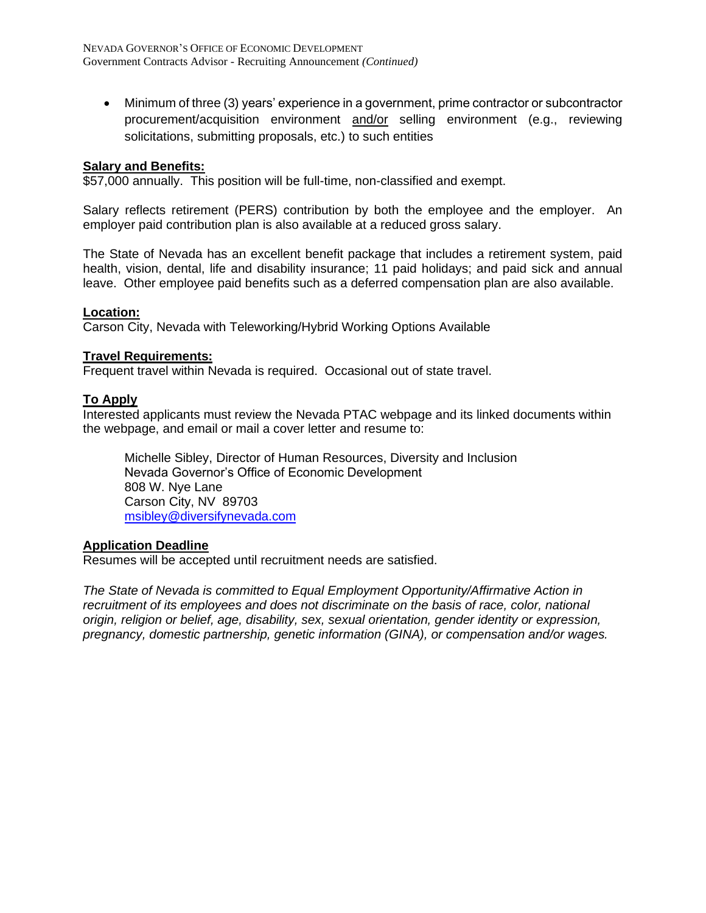- Minimum of three (3) years' experience in a government, prime contractor or subcontractor procurement/acquisition environment and/or selling environment (e.g., reviewing solicitations, submitting proposals, etc.) to such entities

**Salary and Benefits:**

$57,000 annually. This position will be full-time, non-classified and exempt.

Salary reflects retirement (PERS) contribution by both the employee and the employer. An employer paid contribution plan is also available at a reduced gross salary.

The State of Nevada has an excellent benefit package that includes a retirement system, paid health, vision, dental, life and disability insurance; 11 paid holidays; and paid sick and annual leave. Other employee paid benefits such as a deferred compensation plan are also available.

**Location:**

Carson City, Nevada with Teleworking/Hybrid Working Options Available

**Travel Requirements:**

Frequent travel within Nevada is required. Occasional out of state travel.

**To Apply**

Interested applicants must review the Nevada PTAC webpage and its linked documents within the webpage, and email or mail a cover letter and resume to:

Michelle Sibley, Director of Human Resources, Diversity and Inclusion
Nevada Governor's Office of Economic Development
808 W. Nye Lane
Carson City, NV 89703
msibley@diversifynevada.com

**Application Deadline**

Resumes will be accepted until recruitment needs are satisfied.

*The State of Nevada is committed to Equal Employment Opportunity/Affirmative Action in recruitment of its employees and does not discriminate on the basis of race, color, national origin, religion or belief, age, disability, sex, sexual orientation, gender identity or expression, pregnancy, domestic partnership, genetic information (GINA), or compensation and/or wages.*